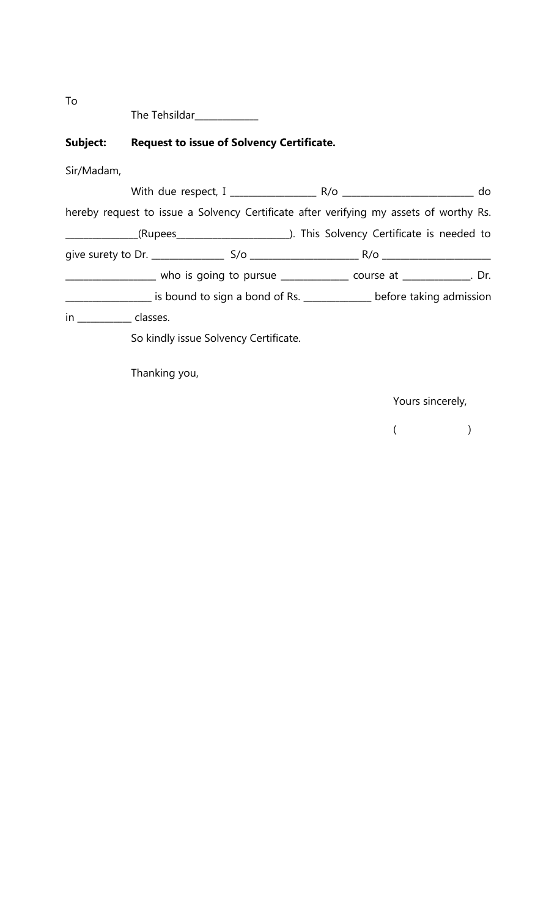To

The Tehsildar_____________

**Subject: Request to issue of Solvency Certificate.**

Sir/Madam,

With due respect, I __________________ R/o ___________________________ do hereby request to issue a Solvency Certificate after verifying my assets of worthy Rs. _______________(Rupees_______________________). This Solvency Certificate is needed to give surety to Dr. _______________ S/o ______________________ R/o ______________________ __________________ who is going to pursue ______________ course at ______________. Dr. _________________ is bound to sign a bond of Rs. ______________ before taking admission in ___________ classes.

So kindly issue Solvency Certificate.

Thanking you,

Yours sincerely,

(                    )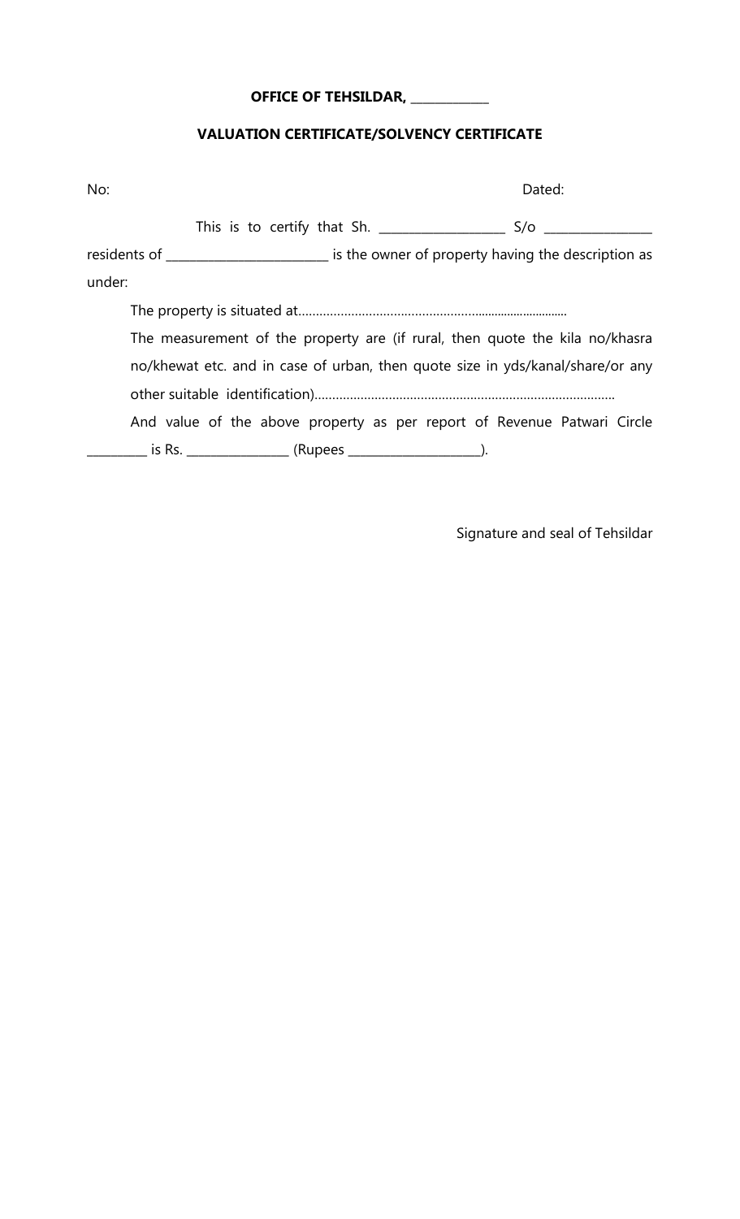**OFFICE OF TEHSILDAR, ____________**

**VALUATION CERTIFICATE/SOLVENCY CERTIFICATE**

No: Dated:

This is to certify that Sh. ___________________ S/o ________________ residents of ________________________ is the owner of property having the description as under:

The property is situated at…………………………………………………………………

The measurement of the property are (if rural, then quote the kila no/khasra no/khewat etc. and in case of urban, then quote size in yds/kanal/share/or any other suitable identification)…………………………………………………………………………

And value of the above property as per report of Revenue Patwari Circle _________ is Rs. _______________ (Rupees ____________________).

Signature and seal of Tehsildar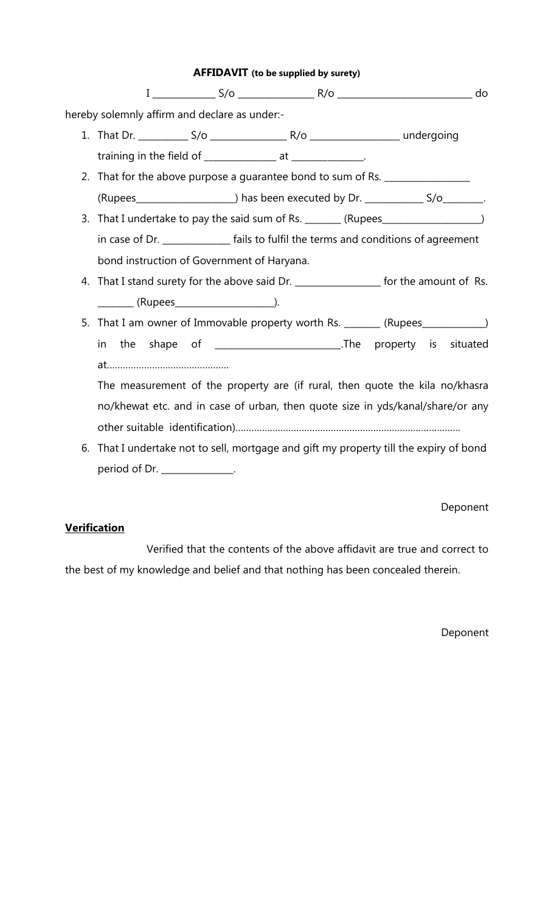**AFFIDAVIT** **(to be supplied by surety)**

I _____________ S/o ________________ R/o ____________________________ do hereby solemnly affirm and declare as under:-

1. That Dr. __________ S/o ________________ R/o __________________ undergoing training in the field of _______________ at _______________.
2. That for the above purpose a guarantee bond to sum of Rs. __________________ (Rupees_____________________) has been executed by Dr. ____________ S/o________.
3. That I undertake to pay the said sum of Rs. ________ (Rupees_____________________) in case of Dr. ______________ fails to fulfil the terms and conditions of agreement bond instruction of Government of Haryana.
4. That I stand surety for the above said Dr. __________________ for the amount of Rs. ________ (Rupees_____________________).
5. That I am owner of Immovable property worth Rs. ________ (Rupees_____________) in the shape of ___________________________.The property is situated at…………………………………….

   The measurement of the property are (if rural, then quote the kila no/khasra no/khewat etc. and in case of urban, then quote size in yds/kanal/share/or any other suitable identification)…………………………………………………………………………
6. That I undertake not to sell, mortgage and gift my property till the expiry of bond period of Dr. _______________.

Deponent

**Verification**

Verified that the contents of the above affidavit are true and correct to the best of my knowledge and belief and that nothing has been concealed therein.

Deponent